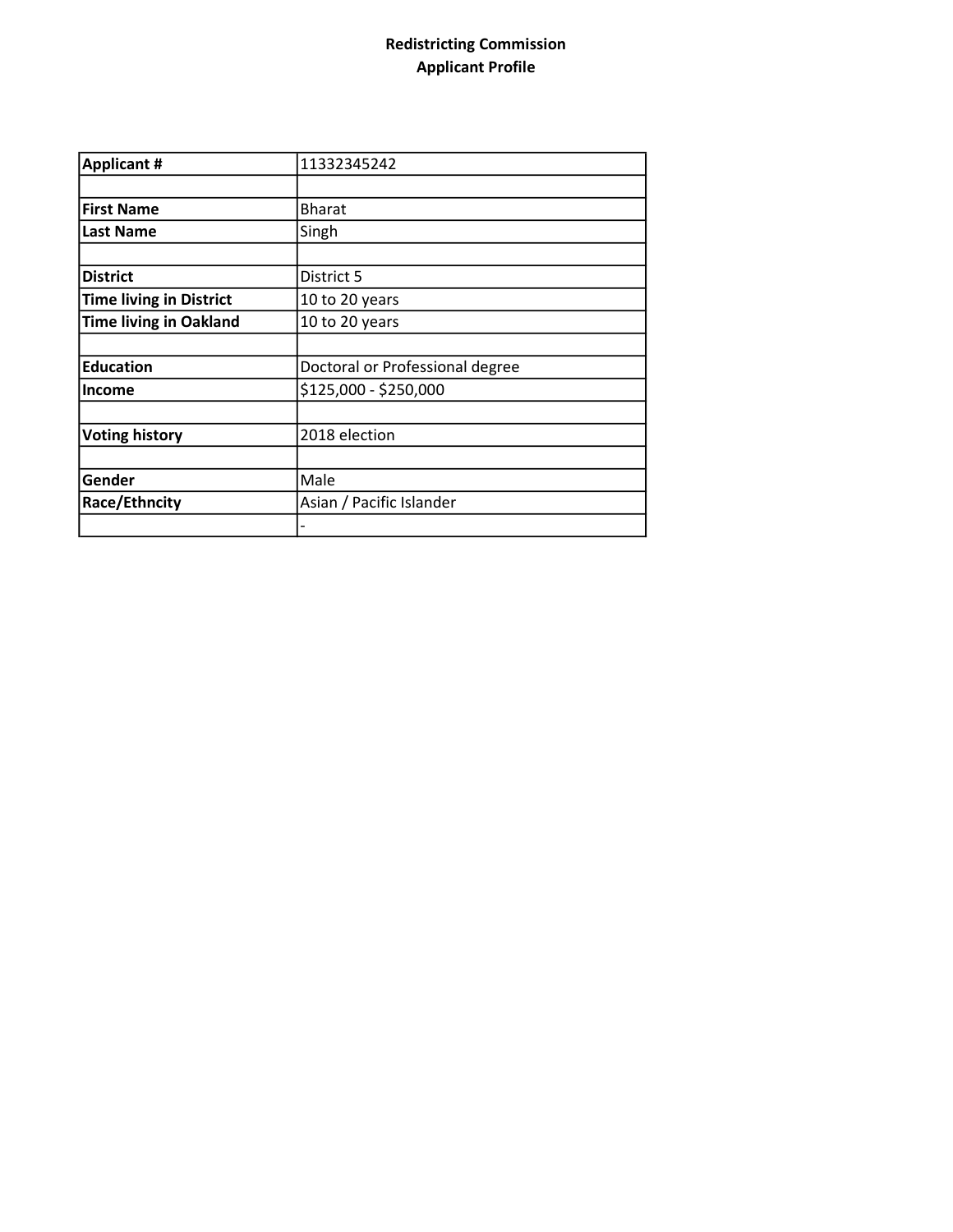**Redistricting Commission**
**Applicant Profile**

| **Applicant #** | 11332345242 |
|---|---|
| | |
| **First Name** | Bharat |
| **Last Name** | Singh |
| | |
| **District** | District 5 |
| **Time living in District** | 10 to 20 years |
| **Time living in Oakland** | 10 to 20 years |
| | |
| **Education** | Doctoral or Professional degree |
| **Income** | $125,000 - $250,000 |
| | |
| **Voting history** | 2018 election |
| | |
| **Gender** | Male |
| **Race/Ethncity** | Asian / Pacific Islander |
| | - |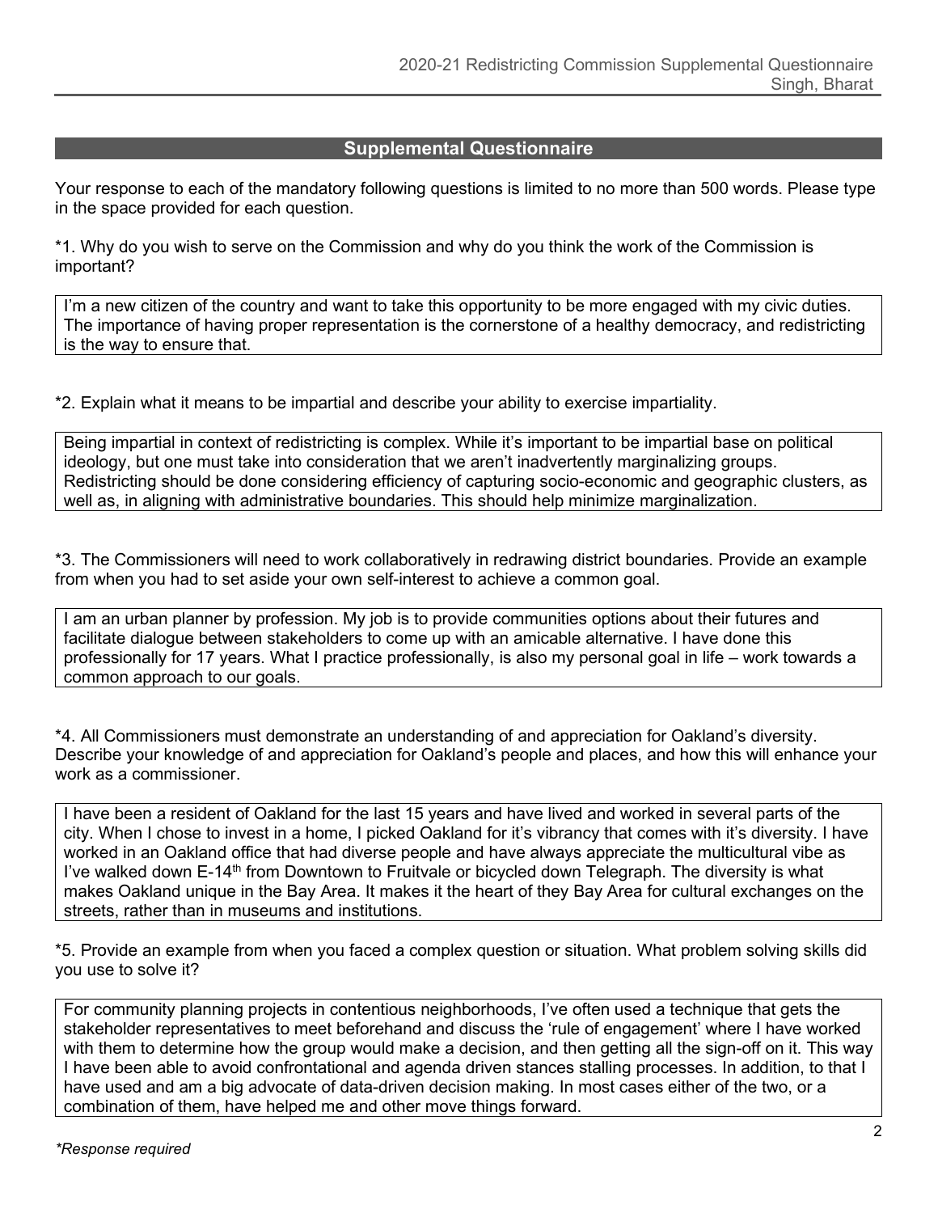## Supplemental Questionnaire

Your response to each of the mandatory following questions is limited to no more than 500 words. Please type in the space provided for each question.

*1. Why do you wish to serve on the Commission and why do you think the work of the Commission is important?

I'm a new citizen of the country and want to take this opportunity to be more engaged with my civic duties. The importance of having proper representation is the cornerstone of a healthy democracy, and redistricting is the way to ensure that.

*2. Explain what it means to be impartial and describe your ability to exercise impartiality.

Being impartial in context of redistricting is complex. While it's important to be impartial base on political ideology, but one must take into consideration that we aren't inadvertently marginalizing groups. Redistricting should be done considering efficiency of capturing socio-economic and geographic clusters, as well as, in aligning with administrative boundaries. This should help minimize marginalization.

*3. The Commissioners will need to work collaboratively in redrawing district boundaries. Provide an example from when you had to set aside your own self-interest to achieve a common goal.

I am an urban planner by profession. My job is to provide communities options about their futures and facilitate dialogue between stakeholders to come up with an amicable alternative. I have done this professionally for 17 years. What I practice professionally, is also my personal goal in life – work towards a common approach to our goals.

*4. All Commissioners must demonstrate an understanding of and appreciation for Oakland's diversity. Describe your knowledge of and appreciation for Oakland's people and places, and how this will enhance your work as a commissioner.

I have been a resident of Oakland for the last 15 years and have lived and worked in several parts of the city. When I chose to invest in a home, I picked Oakland for it's vibrancy that comes with it's diversity. I have worked in an Oakland office that had diverse people and have always appreciate the multicultural vibe as I've walked down E-14th from Downtown to Fruitvale or bicycled down Telegraph. The diversity is what makes Oakland unique in the Bay Area. It makes it the heart of they Bay Area for cultural exchanges on the streets, rather than in museums and institutions.

*5. Provide an example from when you faced a complex question or situation. What problem solving skills did you use to solve it?

For community planning projects in contentious neighborhoods, I've often used a technique that gets the stakeholder representatives to meet beforehand and discuss the 'rule of engagement' where I have worked with them to determine how the group would make a decision, and then getting all the sign-off on it. This way I have been able to avoid confrontational and agenda driven stances stalling processes. In addition, to that I have used and am a big advocate of data-driven decision making. In most cases either of the two, or a combination of them, have helped me and other move things forward.

*\*Response required*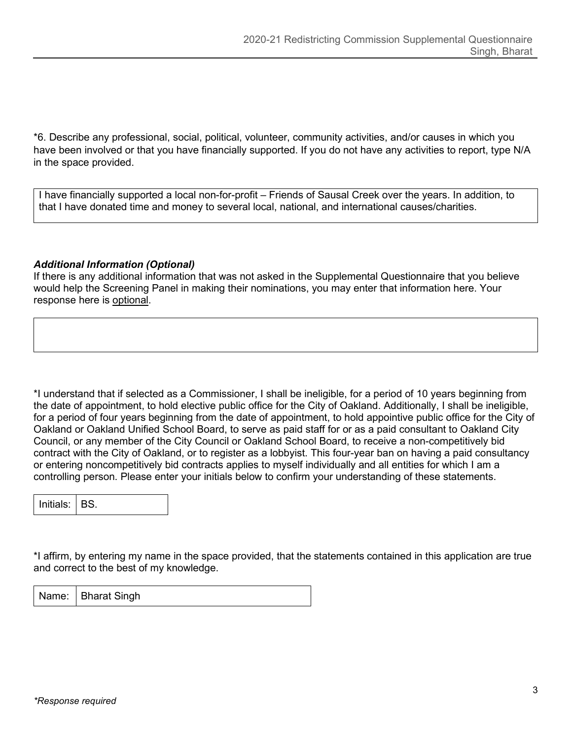*6. Describe any professional, social, political, volunteer, community activities, and/or causes in which you have been involved or that you have financially supported. If you do not have any activities to report, type N/A in the space provided.

I have financially supported a local non-for-profit – Friends of Sausal Creek over the years. In addition, to that I have donated time and money to several local, national, and international causes/charities.

***Additional Information (Optional)***

If there is any additional information that was not asked in the Supplemental Questionnaire that you believe would help the Screening Panel in making their nominations, you may enter that information here. Your response here is <u>optional</u>.

*I understand that if selected as a Commissioner, I shall be ineligible, for a period of 10 years beginning from the date of appointment, to hold elective public office for the City of Oakland. Additionally, I shall be ineligible, for a period of four years beginning from the date of appointment, to hold appointive public office for the City of Oakland or Oakland Unified School Board, to serve as paid staff for or as a paid consultant to Oakland City Council, or any member of the City Council or Oakland School Board, to receive a non-competitively bid contract with the City of Oakland, or to register as a lobbyist. This four-year ban on having a paid consultancy or entering noncompetitively bid contracts applies to myself individually and all entities for which I am a controlling person. Please enter your initials below to confirm your understanding of these statements.

| | |
|---|---|
| Initials: | BS. |

*I affirm, by entering my name in the space provided, that the statements contained in this application are true and correct to the best of my knowledge.

| | |
|---|---|
| Name: | Bharat Singh |

*\*Response required*